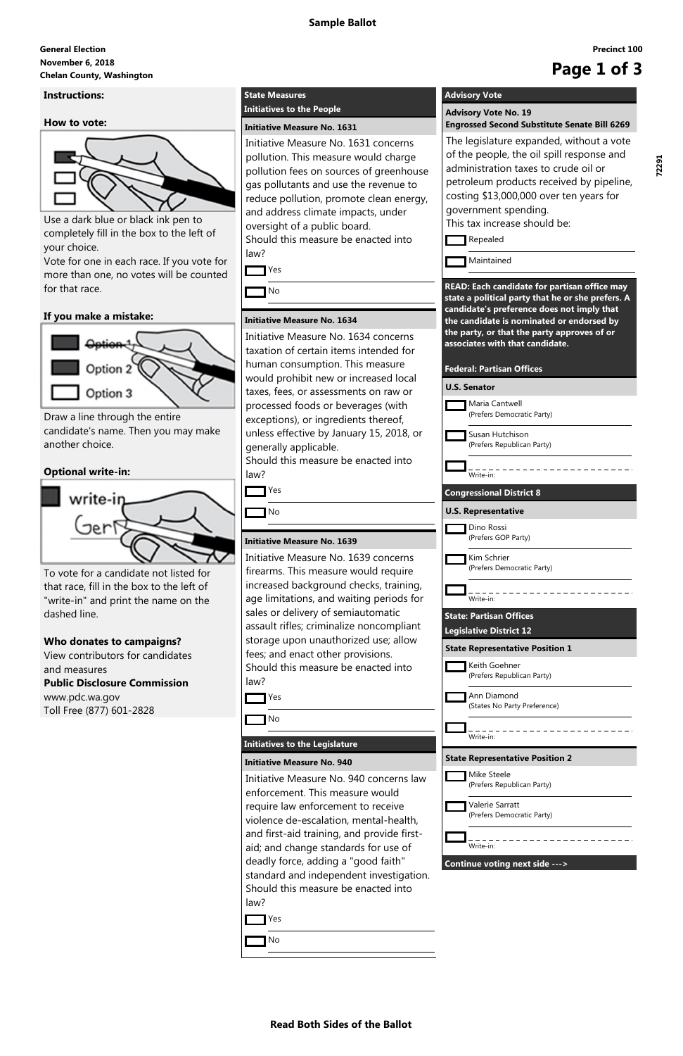# Sample Ballot

**General Election**
**November 6, 2018**
**Chelan County, Washington**

**Precinct 100**

**Page 1 of 3**

72291

## Instructions:

### How to vote:

Use a dark blue or black ink pen to completely fill in the box to the left of your choice.

Vote for one in each race. If you vote for more than one, no votes will be counted for that race.

### If you make a mistake:

Option 1
Option 2
Option 3

Draw a line through the entire candidate's name. Then you may make another choice.

### Optional write-in:

write-in
Gert

To vote for a candidate not listed for that race, fill in the box to the left of "write-in" and print the name on the dashed line.

**Who donates to campaigns?**
View contributors for candidates and measures
**Public Disclosure Commission**
www.pdc.wa.gov
Toll Free (877) 601-2828

## State Measures

### Initiatives to the People

#### Initiative Measure No. 1631

Initiative Measure No. 1631 concerns pollution. This measure would charge pollution fees on sources of greenhouse gas pollutants and use the revenue to reduce pollution, promote clean energy, and address climate impacts, under oversight of a public board.
Should this measure be enacted into law?

- [ ] Yes
- [ ] No

#### Initiative Measure No. 1634

Initiative Measure No. 1634 concerns taxation of certain items intended for human consumption. This measure would prohibit new or increased local taxes, fees, or assessments on raw or processed foods or beverages (with exceptions), or ingredients thereof, unless effective by January 15, 2018, or generally applicable.
Should this measure be enacted into law?

- [ ] Yes
- [ ] No

#### Initiative Measure No. 1639

Initiative Measure No. 1639 concerns firearms. This measure would require increased background checks, training, age limitations, and waiting periods for sales or delivery of semiautomatic assault rifles; criminalize noncompliant storage upon unauthorized use; allow fees; and enact other provisions.
Should this measure be enacted into law?

- [ ] Yes
- [ ] No

### Initiatives to the Legislature

#### Initiative Measure No. 940

Initiative Measure No. 940 concerns law enforcement. This measure would require law enforcement to receive violence de-escalation, mental-health, and first-aid training, and provide first-aid; and change standards for use of deadly force, adding a "good faith" standard and independent investigation.
Should this measure be enacted into law?

- [ ] Yes
- [ ] No

## Advisory Vote

### Advisory Vote No. 19
**Engrossed Second Substitute Senate Bill 6269**

The legislature expanded, without a vote of the people, the oil spill response and administration taxes to crude oil or petroleum products received by pipeline, costing $13,000,000 over ten years for government spending.
This tax increase should be:

- [ ] Repealed
- [ ] Maintained

**READ: Each candidate for partisan office may state a political party that he or she prefers. A candidate's preference does not imply that the candidate is nominated or endorsed by the party, or that the party approves of or associates with that candidate.**

## Federal: Partisan Offices

### U.S. Senator

- [ ] Maria Cantwell (Prefers Democratic Party)
- [ ] Susan Hutchison (Prefers Republican Party)
- [ ] Write-in: ______________________

### Congressional District 8

#### U.S. Representative

- [ ] Dino Rossi (Prefers GOP Party)
- [ ] Kim Schrier (Prefers Democratic Party)
- [ ] Write-in: ______________________

## State: Partisan Offices

### Legislative District 12

#### State Representative Position 1

- [ ] Keith Goehner (Prefers Republican Party)
- [ ] Ann Diamond (States No Party Preference)
- [ ] Write-in: ______________________

#### State Representative Position 2

- [ ] Mike Steele (Prefers Republican Party)
- [ ] Valerie Sarratt (Prefers Democratic Party)
- [ ] Write-in: ______________________

**Continue voting next side --->**

**Read Both Sides of the Ballot**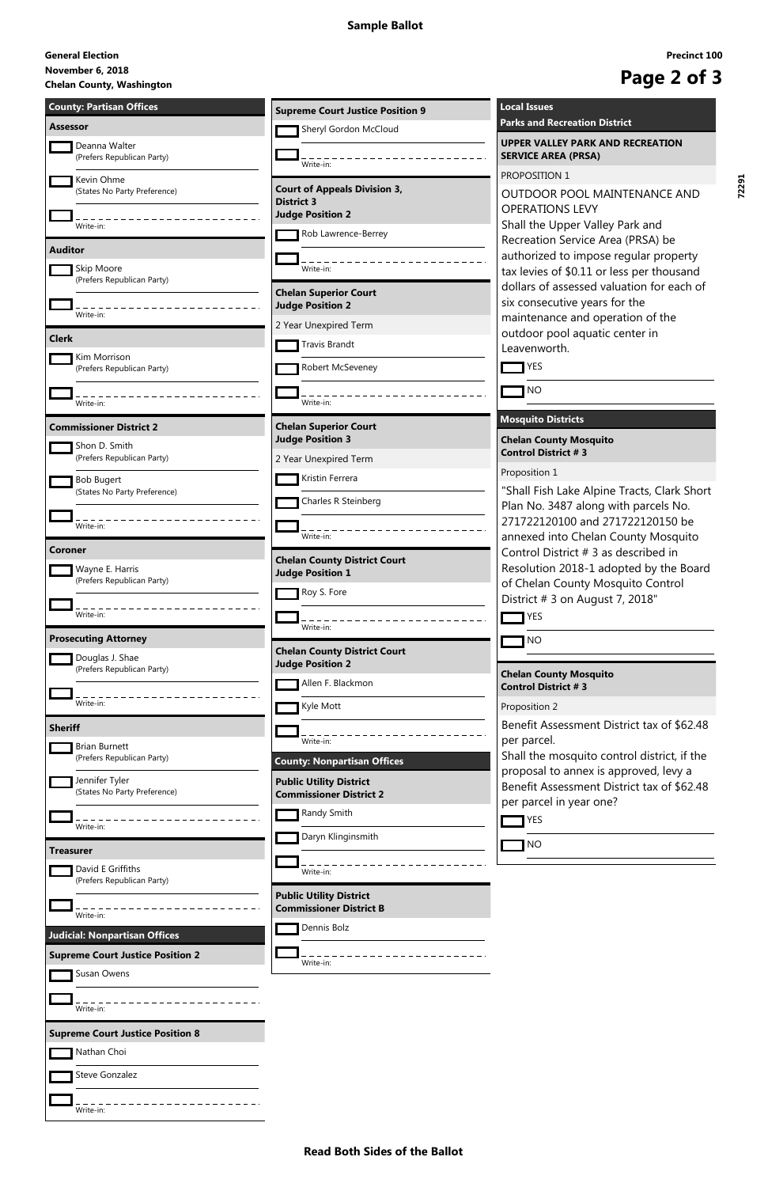# Sample Ballot

**General Election**
**November 6, 2018**
**Chelan County, Washington**

**Precinct 100**

## County: Partisan Offices

### Assessor

- [ ] Deanna Walter (Prefers Republican Party)
- [ ] Kevin Ohme (States No Party Preference)
- [ ] Write-in:

### Auditor

- [ ] Skip Moore (Prefers Republican Party)
- [ ] Write-in:

### Clerk

- [ ] Kim Morrison (Prefers Republican Party)
- [ ] Write-in:

### Commissioner District 2

- [ ] Shon D. Smith (Prefers Republican Party)
- [ ] Bob Bugert (States No Party Preference)
- [ ] Write-in:

### Coroner

- [ ] Wayne E. Harris (Prefers Republican Party)
- [ ] Write-in:

### Prosecuting Attorney

- [ ] Douglas J. Shae (Prefers Republican Party)
- [ ] Write-in:

### Sheriff

- [ ] Brian Burnett (Prefers Republican Party)
- [ ] Jennifer Tyler (States No Party Preference)
- [ ] Write-in:

### Treasurer

- [ ] David E Griffiths (Prefers Republican Party)
- [ ] Write-in:

## Judicial: Nonpartisan Offices

### Supreme Court Justice Position 2

- [ ] Susan Owens
- [ ] Write-in:

### Supreme Court Justice Position 8

- [ ] Nathan Choi
- [ ] Steve Gonzalez
- [ ] Write-in:

### Supreme Court Justice Position 9

- [ ] Sheryl Gordon McCloud
- [ ] Write-in:

### Court of Appeals Division 3, District 3 Judge Position 2

- [ ] Rob Lawrence-Berrey
- [ ] Write-in:

### Chelan Superior Court Judge Position 2

2 Year Unexpired Term

- [ ] Travis Brandt
- [ ] Robert McSeveney
- [ ] Write-in:

### Chelan Superior Court Judge Position 3

2 Year Unexpired Term

- [ ] Kristin Ferrera
- [ ] Charles R Steinberg
- [ ] Write-in:

### Chelan County District Court Judge Position 1

- [ ] Roy S. Fore
- [ ] Write-in:

### Chelan County District Court Judge Position 2

- [ ] Allen F. Blackmon
- [ ] Kyle Mott
- [ ] Write-in:

## County: Nonpartisan Offices

### Public Utility District Commissioner District 2

- [ ] Randy Smith
- [ ] Daryn Klinginsmith
- [ ] Write-in:

### Public Utility District Commissioner District B

- [ ] Dennis Bolz
- [ ] Write-in:

## Local Issues

### Parks and Recreation District

#### UPPER VALLEY PARK AND RECREATION SERVICE AREA (PRSA)

PROPOSITION 1

OUTDOOR POOL MAINTENANCE AND OPERATIONS LEVY

Shall the Upper Valley Park and Recreation Service Area (PRSA) be authorized to impose regular property tax levies of $0.11 or less per thousand dollars of assessed valuation for each of six consecutive years for the maintenance and operation of the outdoor pool aquatic center in Leavenworth.

- [ ] YES
- [ ] NO

### Mosquito Districts

#### Chelan County Mosquito Control District # 3

Proposition 1

"Shall Fish Lake Alpine Tracts, Clark Short Plan No. 3487 along with parcels No. 271722120100 and 271722120150 be annexed into Chelan County Mosquito Control District # 3 as described in Resolution 2018-1 adopted by the Board of Chelan County Mosquito Control District # 3 on August 7, 2018"

- [ ] YES
- [ ] NO

#### Chelan County Mosquito Control District # 3

Proposition 2

Benefit Assessment District tax of $62.48 per parcel.

Shall the mosquito control district, if the proposal to annex is approved, levy a Benefit Assessment District tax of $62.48 per parcel in year one?

- [ ] YES
- [ ] NO

**Read Both Sides of the Ballot**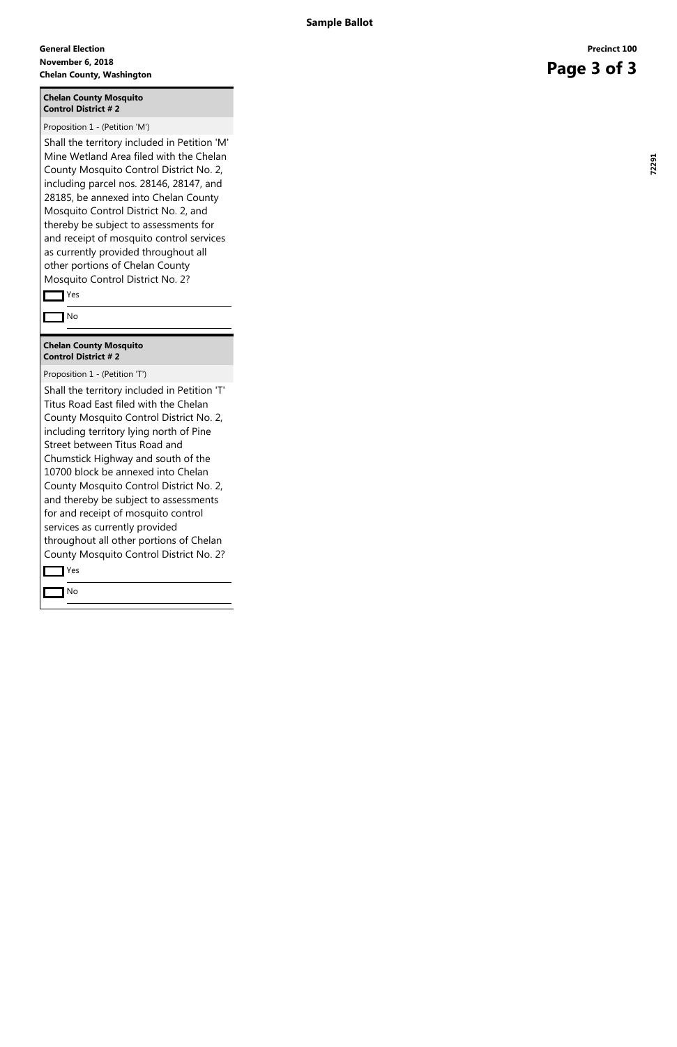**Sample Ballot**

**General Election**
**November 6, 2018**
**Chelan County, Washington**

**Precinct 100**

72291

### Chelan County Mosquito Control District # 2

Proposition 1 - (Petition 'M')

Shall the territory included in Petition 'M' Mine Wetland Area filed with the Chelan County Mosquito Control District No. 2, including parcel nos. 28146, 28147, and 28185, be annexed into Chelan County Mosquito Control District No. 2, and thereby be subject to assessments for and receipt of mosquito control services as currently provided throughout all other portions of Chelan County Mosquito Control District No. 2?

- [ ] Yes
- [ ] No

### Chelan County Mosquito Control District # 2

Proposition 1 - (Petition 'T')

Shall the territory included in Petition 'T' Titus Road East filed with the Chelan County Mosquito Control District No. 2, including territory lying north of Pine Street between Titus Road and Chumstick Highway and south of the 10700 block be annexed into Chelan County Mosquito Control District No. 2, and thereby be subject to assessments for and receipt of mosquito control services as currently provided throughout all other portions of Chelan County Mosquito Control District No. 2?

- [ ] Yes
- [ ] No